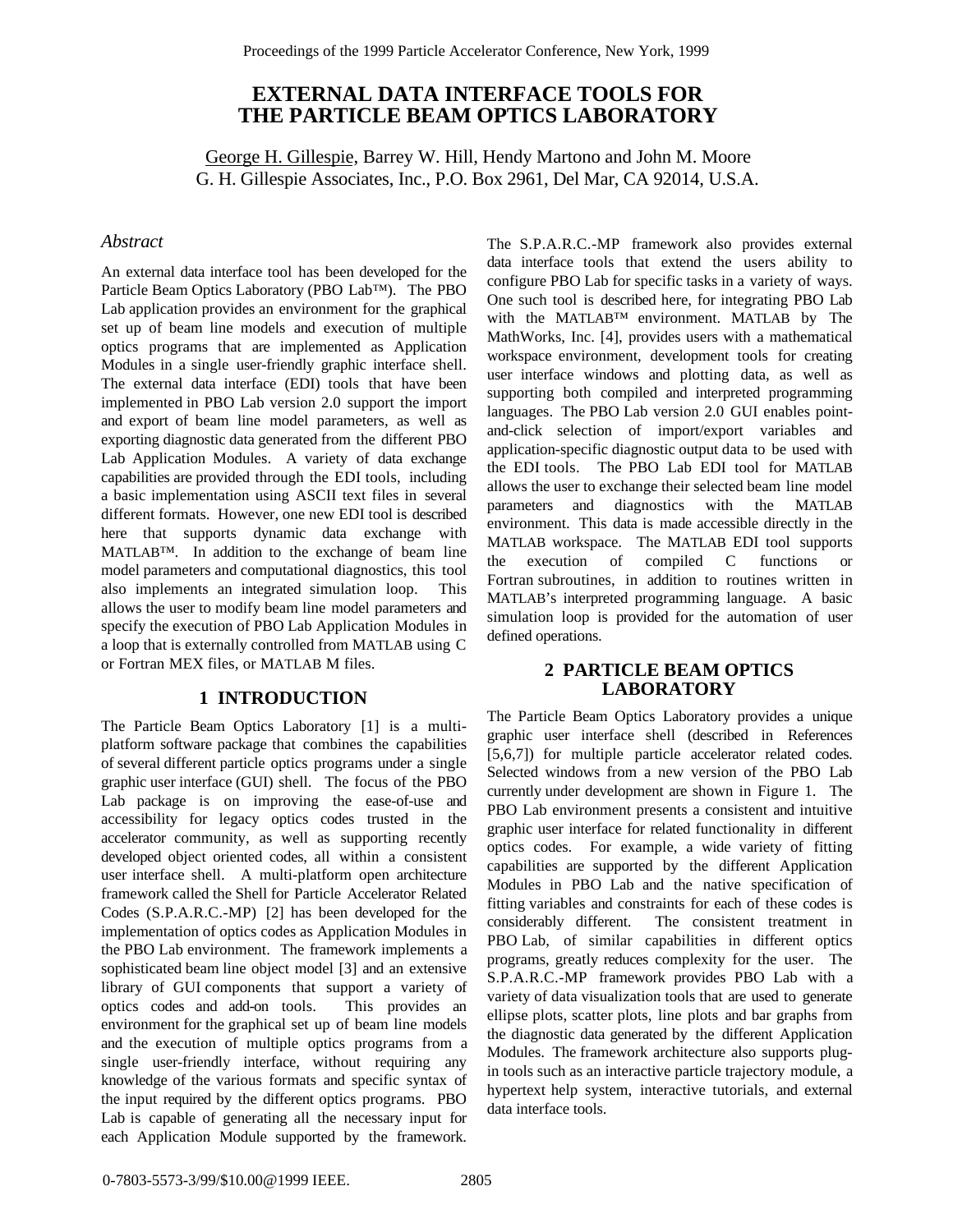# EXTERNAL DATA INTERFACE TOOLS FOR THE PARTICLE BEAM OPTICS LABORATORY

George H. Gillespie, Barrey W. Hill, Hendy Martono and John M. Moore
G. H. Gillespie Associates, Inc., P.O. Box 2961, Del Mar, CA 92014, U.S.A.

### *Abstract*

An external data interface tool has been developed for the Particle Beam Optics Laboratory (PBO Lab™). The PBO Lab application provides an environment for the graphical set up of beam line models and execution of multiple optics programs that are implemented as Application Modules in a single user-friendly graphic interface shell. The external data interface (EDI) tools that have been implemented in PBO Lab version 2.0 support the import and export of beam line model parameters, as well as exporting diagnostic data generated from the different PBO Lab Application Modules. A variety of data exchange capabilities are provided through the EDI tools, including a basic implementation using ASCII text files in several different formats. However, one new EDI tool is described here that supports dynamic data exchange with MATLAB™. In addition to the exchange of beam line model parameters and computational diagnostics, this tool also implements an integrated simulation loop. This allows the user to modify beam line model parameters and specify the execution of PBO Lab Application Modules in a loop that is externally controlled from MATLAB using C or Fortran MEX files, or MATLAB M files.

## 1 INTRODUCTION

The Particle Beam Optics Laboratory [1] is a multi-platform software package that combines the capabilities of several different particle optics programs under a single graphic user interface (GUI) shell. The focus of the PBO Lab package is on improving the ease-of-use and accessibility for legacy optics codes trusted in the accelerator community, as well as supporting recently developed object oriented codes, all within a consistent user interface shell. A multi-platform open architecture framework called the Shell for Particle Accelerator Related Codes (S.P.A.R.C.-MP) [2] has been developed for the implementation of optics codes as Application Modules in the PBO Lab environment. The framework implements a sophisticated beam line object model [3] and an extensive library of GUI components that support a variety of optics codes and add-on tools. This provides an environment for the graphical set up of beam line models and the execution of multiple optics programs from a single user-friendly interface, without requiring any knowledge of the various formats and specific syntax of the input required by the different optics programs. PBO Lab is capable of generating all the necessary input for each Application Module supported by the framework.

The S.P.A.R.C.-MP framework also provides external data interface tools that extend the users ability to configure PBO Lab for specific tasks in a variety of ways. One such tool is described here, for integrating PBO Lab with the MATLAB™ environment. MATLAB by The MathWorks, Inc. [4], provides users with a mathematical workspace environment, development tools for creating user interface windows and plotting data, as well as supporting both compiled and interpreted programming languages. The PBO Lab version 2.0 GUI enables point-and-click selection of import/export variables and application-specific diagnostic output data to be used with the EDI tools. The PBO Lab EDI tool for MATLAB allows the user to exchange their selected beam line model parameters and diagnostics with the MATLAB environment. This data is made accessible directly in the MATLAB workspace. The MATLAB EDI tool supports the execution of compiled C functions or Fortran subroutines, in addition to routines written in MATLAB's interpreted programming language. A basic simulation loop is provided for the automation of user defined operations.

## 2 PARTICLE BEAM OPTICS LABORATORY

The Particle Beam Optics Laboratory provides a unique graphic user interface shell (described in References [5,6,7]) for multiple particle accelerator related codes. Selected windows from a new version of the PBO Lab currently under development are shown in Figure 1. The PBO Lab environment presents a consistent and intuitive graphic user interface for related functionality in different optics codes. For example, a wide variety of fitting capabilities are supported by the different Application Modules in PBO Lab and the native specification of fitting variables and constraints for each of these codes is considerably different. The consistent treatment in PBO Lab, of similar capabilities in different optics programs, greatly reduces complexity for the user. The S.P.A.R.C.-MP framework provides PBO Lab with a variety of data visualization tools that are used to generate ellipse plots, scatter plots, line plots and bar graphs from the diagnostic data generated by the different Application Modules. The framework architecture also supports plug-in tools such as an interactive particle trajectory module, a hypertext help system, interactive tutorials, and external data interface tools.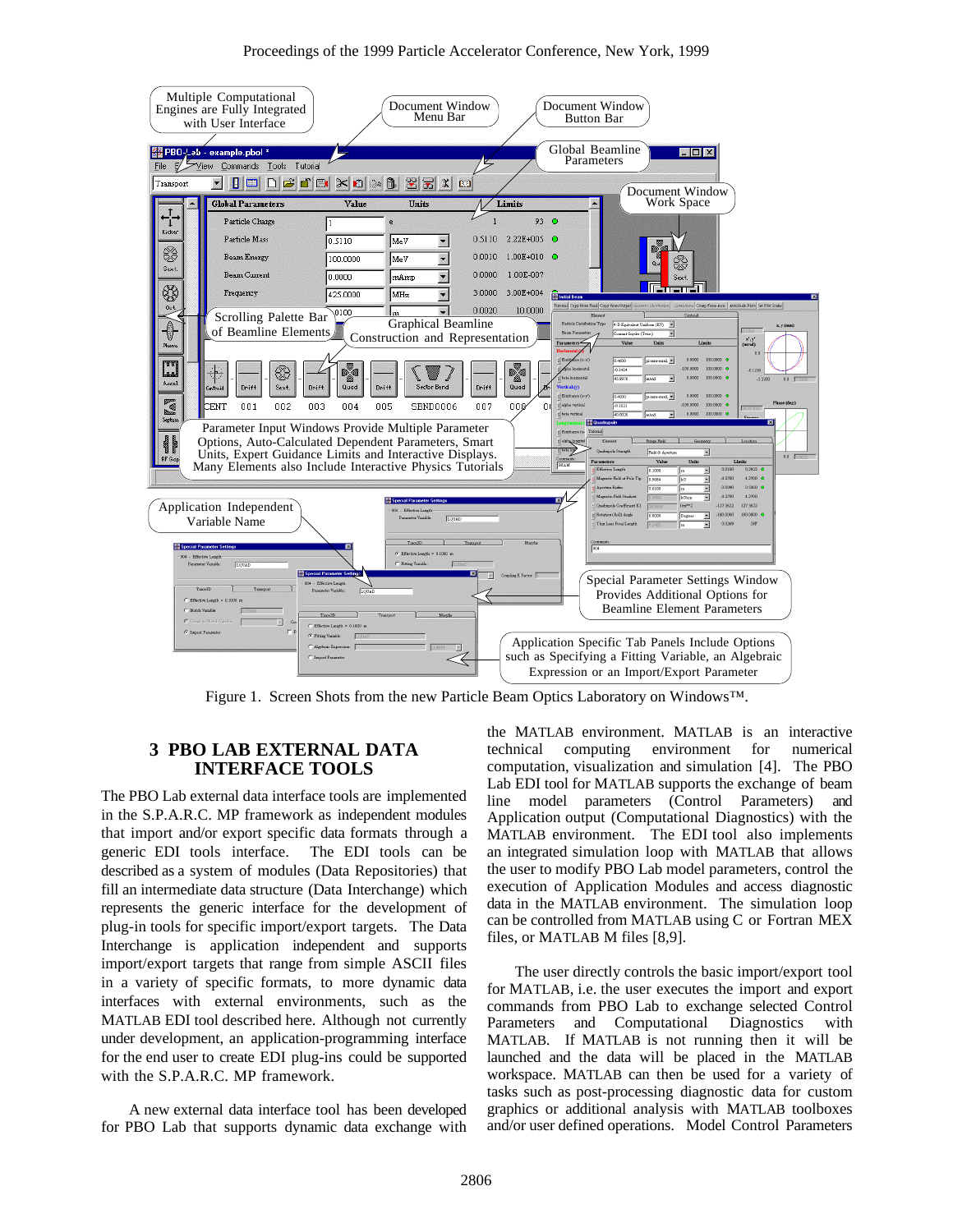Figure 1. Screen Shots from the new Particle Beam Optics Laboratory on Windows™.

## 3 PBO LAB EXTERNAL DATA INTERFACE TOOLS

The PBO Lab external data interface tools are implemented in the S.P.A.R.C. MP framework as independent modules that import and/or export specific data formats through a generic EDI tools interface. The EDI tools can be described as a system of modules (Data Repositories) that fill an intermediate data structure (Data Interchange) which represents the generic interface for the development of plug-in tools for specific import/export targets. The Data Interchange is application independent and supports import/export targets that range from simple ASCII files in a variety of specific formats, to more dynamic data interfaces with external environments, such as the MATLAB EDI tool described here. Although not currently under development, an application-programming interface for the end user to create EDI plug-ins could be supported with the S.P.A.R.C. MP framework.

A new external data interface tool has been developed for PBO Lab that supports dynamic data exchange with the MATLAB environment. MATLAB is an interactive technical computing environment for numerical computation, visualization and simulation [4]. The PBO Lab EDI tool for MATLAB supports the exchange of beam line model parameters (Control Parameters) and Application output (Computational Diagnostics) with the MATLAB environment. The EDI tool also implements an integrated simulation loop with MATLAB that allows the user to modify PBO Lab model parameters, control the execution of Application Modules and access diagnostic data in the MATLAB environment. The simulation loop can be controlled from MATLAB using C or Fortran MEX files, or MATLAB M files [8,9].

The user directly controls the basic import/export tool for MATLAB, i.e. the user executes the import and export commands from PBO Lab to exchange selected Control Parameters and Computational Diagnostics with MATLAB. If MATLAB is not running then it will be launched and the data will be placed in the MATLAB workspace. MATLAB can then be used for a variety of tasks such as post-processing diagnostic data for custom graphics or additional analysis with MATLAB toolboxes and/or user defined operations. Model Control Parameters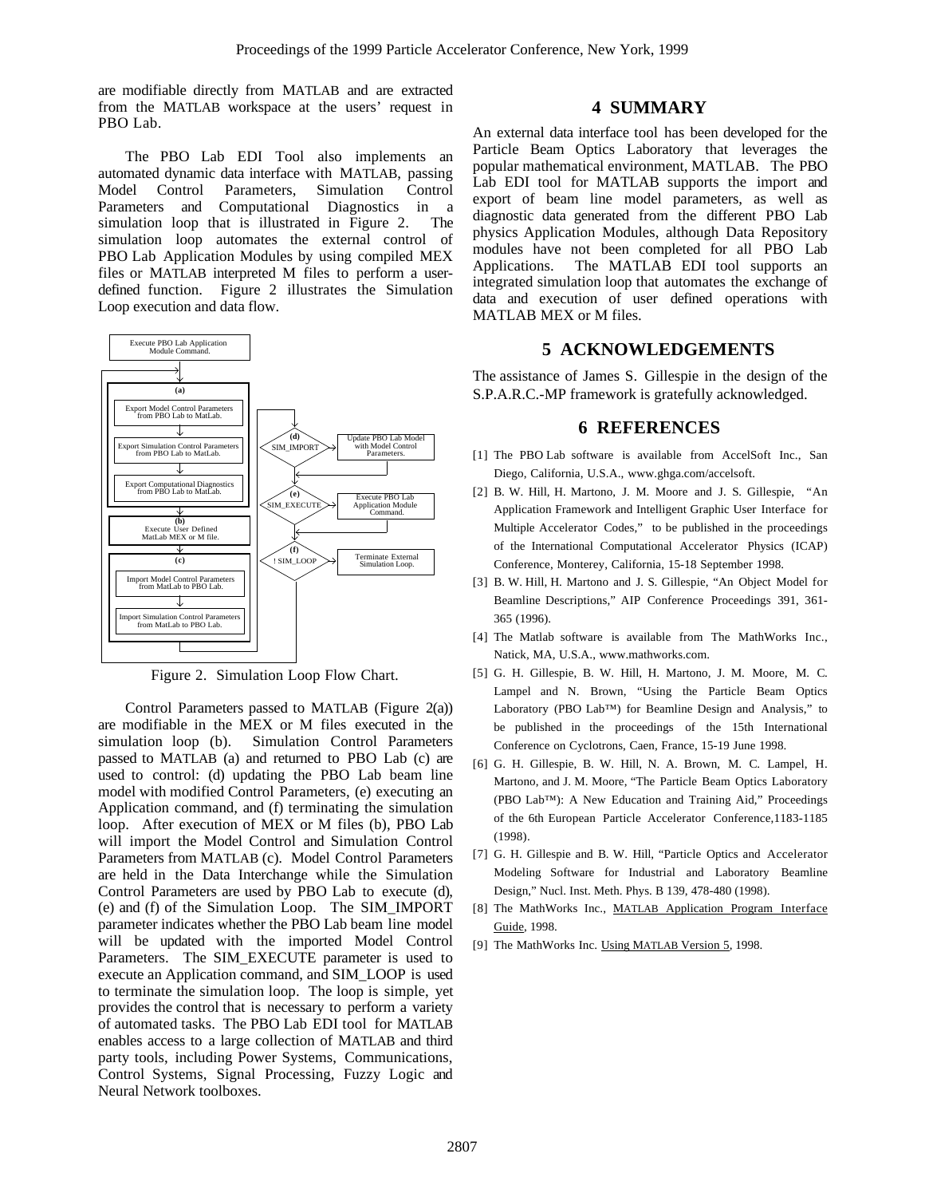are modifiable directly from MATLAB and are extracted from the MATLAB workspace at the users' request in PBO Lab.

The PBO Lab EDI Tool also implements an automated dynamic data interface with MATLAB, passing Model Control Parameters, Simulation Control Parameters and Computational Diagnostics in a simulation loop that is illustrated in Figure 2. The simulation loop automates the external control of PBO Lab Application Modules by using compiled MEX files or MATLAB interpreted M files to perform a user-defined function. Figure 2 illustrates the Simulation Loop execution and data flow.

Execute PBO Lab Application Module Command.

(a)

Export Model Control Parameters from PBO Lab to MatLab.

Export Simulation Control Parameters from PBO Lab to MatLab.

Export Computational Diagnostics from PBO Lab to MatLab.

(b)
Execute User Defined MatLab MEX or M file.

(c)

Import Model Control Parameters from MatLab to PBO Lab.

Import Simulation Control Parameters from MatLab to PBO Lab.

(d)
SIM_IMPORT

Update PBO Lab Model with Model Control Parameters.

(e)
SIM_EXECUTE

Execute PBO Lab Application Module Command.

(f)
! SIM_LOOP

Terminate External Simulation Loop.

Figure 2. Simulation Loop Flow Chart.

Control Parameters passed to MATLAB (Figure 2(a)) are modifiable in the MEX or M files executed in the simulation loop (b). Simulation Control Parameters passed to MATLAB (a) and returned to PBO Lab (c) are used to control: (d) updating the PBO Lab beam line model with modified Control Parameters, (e) executing an Application command, and (f) terminating the simulation loop. After execution of MEX or M files (b), PBO Lab will import the Model Control and Simulation Control Parameters from MATLAB (c). Model Control Parameters are held in the Data Interchange while the Simulation Control Parameters are used by PBO Lab to execute (d), (e) and (f) of the Simulation Loop. The SIM_IMPORT parameter indicates whether the PBO Lab beam line model will be updated with the imported Model Control Parameters. The SIM_EXECUTE parameter is used to execute an Application command, and SIM_LOOP is used to terminate the simulation loop. The loop is simple, yet provides the control that is necessary to perform a variety of automated tasks. The PBO Lab EDI tool for MATLAB enables access to a large collection of MATLAB and third party tools, including Power Systems, Communications, Control Systems, Signal Processing, Fuzzy Logic and Neural Network toolboxes.

## 4 SUMMARY

An external data interface tool has been developed for the Particle Beam Optics Laboratory that leverages the popular mathematical environment, MATLAB. The PBO Lab EDI tool for MATLAB supports the import and export of beam line model parameters, as well as diagnostic data generated from the different PBO Lab physics Application Modules, although Data Repository modules have not been completed for all PBO Lab Applications. The MATLAB EDI tool supports an integrated simulation loop that automates the exchange of data and execution of user defined operations with MATLAB MEX or M files.

## 5 ACKNOWLEDGEMENTS

The assistance of James S. Gillespie in the design of the S.P.A.R.C.-MP framework is gratefully acknowledged.

## 6 REFERENCES

[1] The PBO Lab software is available from AccelSoft Inc., San Diego, California, U.S.A., www.ghga.com/accelsoft.

[2] B. W. Hill, H. Martono, J. M. Moore and J. S. Gillespie, "An Application Framework and Intelligent Graphic User Interface for Multiple Accelerator Codes," to be published in the proceedings of the International Computational Accelerator Physics (ICAP) Conference, Monterey, California, 15-18 September 1998.

[3] B. W. Hill, H. Martono and J. S. Gillespie, "An Object Model for Beamline Descriptions," AIP Conference Proceedings 391, 361-365 (1996).

[4] The Matlab software is available from The MathWorks Inc., Natick, MA, U.S.A., www.mathworks.com.

[5] G. H. Gillespie, B. W. Hill, H. Martono, J. M. Moore, M. C. Lampel and N. Brown, "Using the Particle Beam Optics Laboratory (PBO Lab™) for Beamline Design and Analysis," to be published in the proceedings of the 15th International Conference on Cyclotrons, Caen, France, 15-19 June 1998.

[6] G. H. Gillespie, B. W. Hill, N. A. Brown, M. C. Lampel, H. Martono, and J. M. Moore, "The Particle Beam Optics Laboratory (PBO Lab™): A New Education and Training Aid," Proceedings of the 6th European Particle Accelerator Conference,1183-1185 (1998).

[7] G. H. Gillespie and B. W. Hill, "Particle Optics and Accelerator Modeling Software for Industrial and Laboratory Beamline Design," Nucl. Inst. Meth. Phys. B 139, 478-480 (1998).

[8] The MathWorks Inc., MATLAB Application Program Interface Guide, 1998.

[9] The MathWorks Inc. Using MATLAB Version 5, 1998.